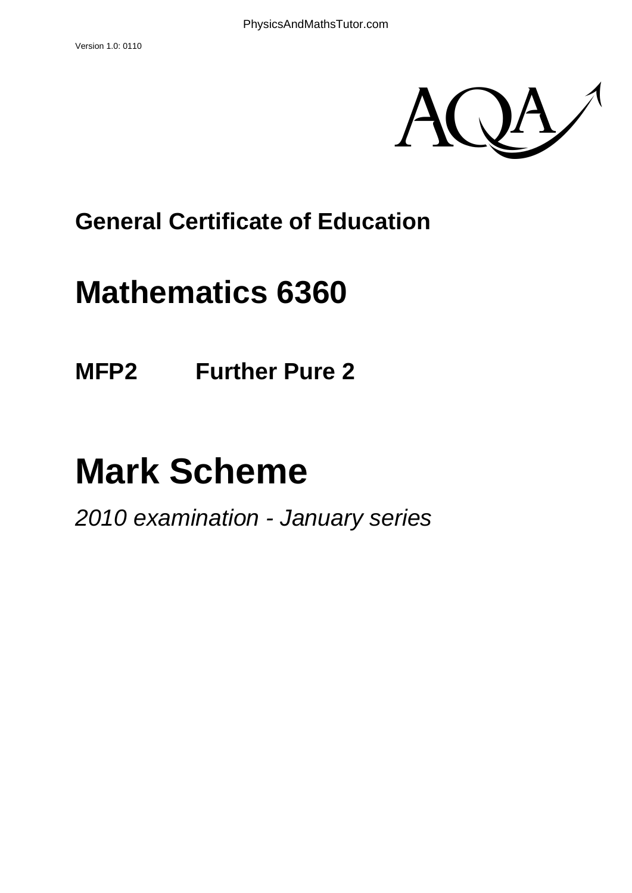Version 1.0: 0110

AQA

## General Certificate of Education

# Mathematics 6360

## MFP2 Further Pure 2

# Mark Scheme

*2010 examination - January series*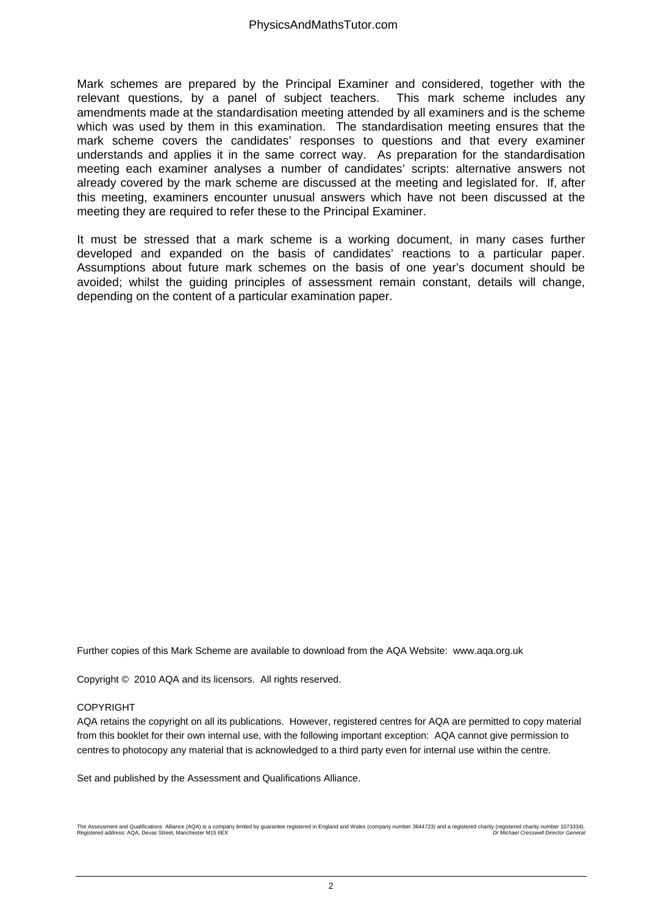Mark schemes are prepared by the Principal Examiner and considered, together with the relevant questions, by a panel of subject teachers. This mark scheme includes any amendments made at the standardisation meeting attended by all examiners and is the scheme which was used by them in this examination. The standardisation meeting ensures that the mark scheme covers the candidates' responses to questions and that every examiner understands and applies it in the same correct way. As preparation for the standardisation meeting each examiner analyses a number of candidates' scripts: alternative answers not already covered by the mark scheme are discussed at the meeting and legislated for. If, after this meeting, examiners encounter unusual answers which have not been discussed at the meeting they are required to refer these to the Principal Examiner.

It must be stressed that a mark scheme is a working document, in many cases further developed and expanded on the basis of candidates' reactions to a particular paper. Assumptions about future mark schemes on the basis of one year's document should be avoided; whilst the guiding principles of assessment remain constant, details will change, depending on the content of a particular examination paper.

Further copies of this Mark Scheme are available to download from the AQA Website: www.aqa.org.uk

Copyright © 2010 AQA and its licensors. All rights reserved.

COPYRIGHT

AQA retains the copyright on all its publications. However, registered centres for AQA are permitted to copy material from this booklet for their own internal use, with the following important exception: AQA cannot give permission to centres to photocopy any material that is acknowledged to a third party even for internal use within the centre.

Set and published by the Assessment and Qualifications Alliance.

The Assessment and Qualifications Alliance (AQA) is a company limited by guarantee registered in England and Wales (company number 3644723) and a registered charity (registered charity number 1073334).
Registered address: AQA, Devas Street, Manchester M15 6EX *Dr Michael Cresswell Director General*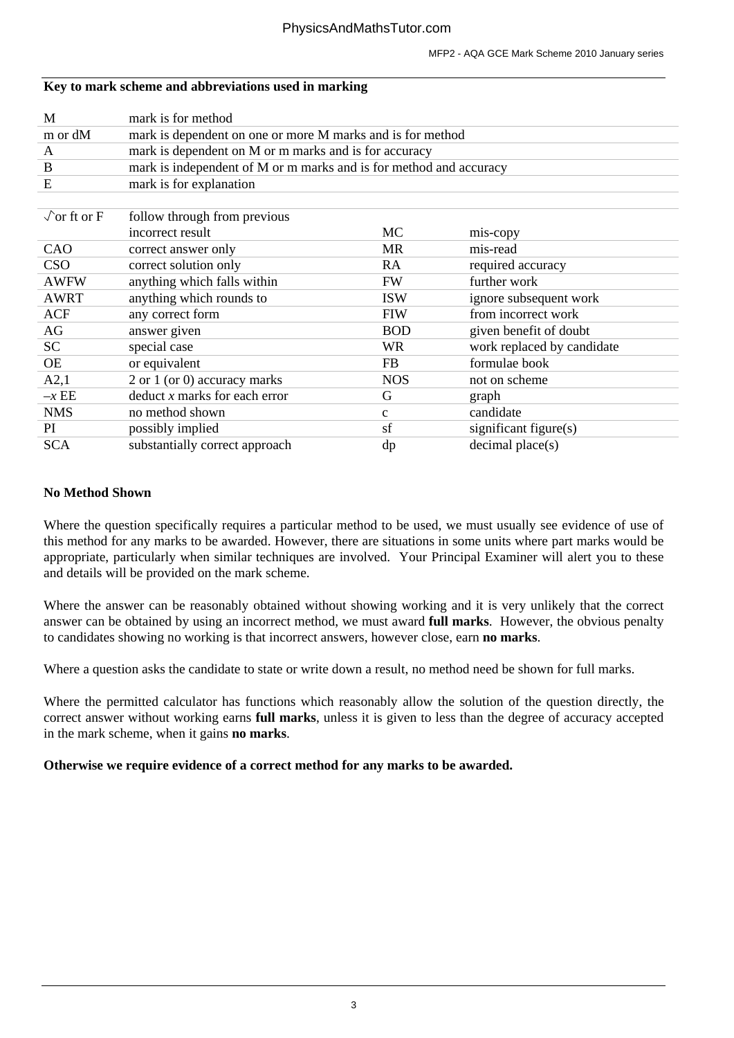## Key to mark scheme and abbreviations used in marking

| | |
|---|---|
| M | mark is for method |
| m or dM | mark is dependent on one or more M marks and is for method |
| A | mark is dependent on M or m marks and is for accuracy |
| B | mark is independent of M or m marks and is for method and accuracy |
| E | mark is for explanation |

| | | | |
|---|---|---|---|
| √or ft or F | follow through from previous incorrect result | MC | mis-copy |
| CAO | correct answer only | MR | mis-read |
| CSO | correct solution only | RA | required accuracy |
| AWFW | anything which falls within | FW | further work |
| AWRT | anything which rounds to | ISW | ignore subsequent work |
| ACF | any correct form | FIW | from incorrect work |
| AG | answer given | BOD | given benefit of doubt |
| SC | special case | WR | work replaced by candidate |
| OE | or equivalent | FB | formulae book |
| A2,1 | 2 or 1 (or 0) accuracy marks | NOS | not on scheme |
| $-x$ EE | deduct $x$ marks for each error | G | graph |
| NMS | no method shown | c | candidate |
| PI | possibly implied | sf | significant figure(s) |
| SCA | substantially correct approach | dp | decimal place(s) |

### No Method Shown

Where the question specifically requires a particular method to be used, we must usually see evidence of use of this method for any marks to be awarded. However, there are situations in some units where part marks would be appropriate, particularly when similar techniques are involved. Your Principal Examiner will alert you to these and details will be provided on the mark scheme.

Where the answer can be reasonably obtained without showing working and it is very unlikely that the correct answer can be obtained by using an incorrect method, we must award **full marks**. However, the obvious penalty to candidates showing no working is that incorrect answers, however close, earn **no marks**.

Where a question asks the candidate to state or write down a result, no method need be shown for full marks.

Where the permitted calculator has functions which reasonably allow the solution of the question directly, the correct answer without working earns **full marks**, unless it is given to less than the degree of accuracy accepted in the mark scheme, when it gains **no marks**.

**Otherwise we require evidence of a correct method for any marks to be awarded.**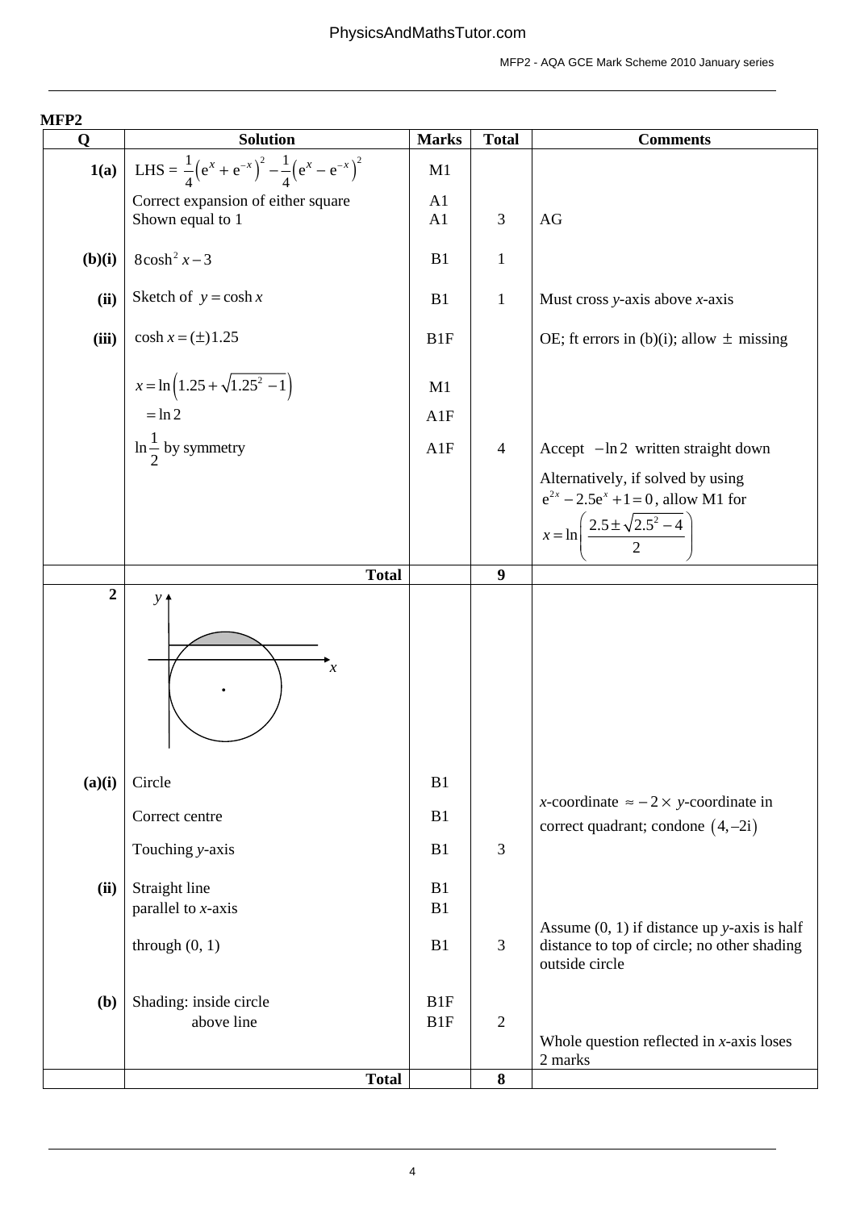**MFP2**

| Q | Solution | Marks | Total | Comments |
|---|---|---|---|---|
| **1(a)** | LHS = $\frac{1}{4}\left(e^{x}+e^{-x}\right)^{2}-\frac{1}{4}\left(e^{x}-e^{-x}\right)^{2}$ | M1 | | |
| | Correct expansion of either square | A1 | | |
| | Shown equal to 1 | A1 | 3 | AG |
| **(b)(i)** | $8\cosh^{2}x-3$ | B1 | 1 | |
| **(ii)** | Sketch of $y=\cosh x$ | B1 | 1 | Must cross *y*-axis above *x*-axis |
| **(iii)** | $\cosh x=(\pm)1.25$ | B1F | | OE; ft errors in (b)(i); allow $\pm$ missing |
| | $x=\ln\left(1.25+\sqrt{1.25^{2}-1}\right)$ | M1 | | |
| | $=\ln 2$ | A1F | | |
| | $\ln\frac{1}{2}$ by symmetry | A1F | 4 | Accept $-\ln 2$ written straight down. Alternatively, if solved by using $e^{2x}-2.5e^{x}+1=0$, allow M1 for $x=\ln\left(\frac{2.5\pm\sqrt{2.5^{2}-4}}{2}\right)$ |
| | **Total** | | **9** | |
| **2** | [Sketch: circle touching *y*-axis with centre below *x*-axis, horizontal line above *x*-axis, region inside circle above line shaded] | | | |
| **(a)(i)** | Circle | B1 | | |
| | Correct centre | B1 | | *x*-coordinate $\approx -2\times$ *y*-coordinate in correct quadrant; condone $(4,-2\mathrm{i})$ |
| | Touching *y*-axis | B1 | 3 | |
| **(ii)** | Straight line | B1 | | |
| | parallel to *x*-axis | B1 | | |
| | through (0, 1) | B1 | 3 | Assume (0, 1) if distance up *y*-axis is half distance to top of circle; no other shading outside circle |
| **(b)** | Shading: inside circle | B1F | | |
| | above line | B1F | 2 | Whole question reflected in *x*-axis loses 2 marks |
| | **Total** | | **8** | |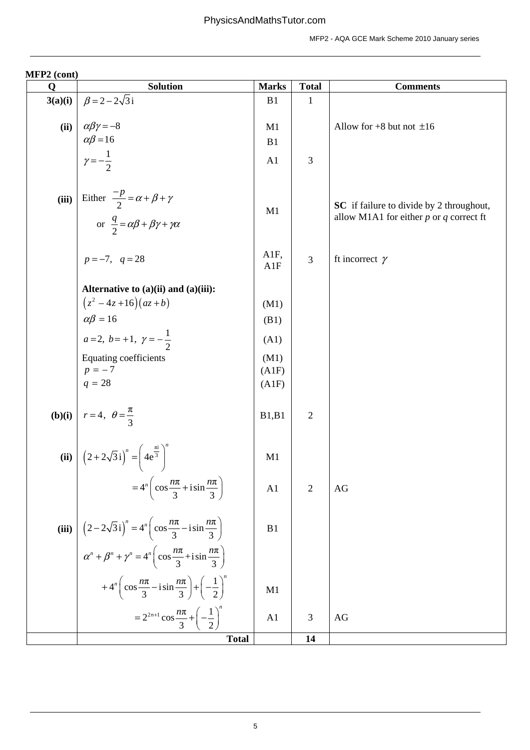**MFP2 (cont)**

| Q | Solution | Marks | Total | Comments |
|---|---|---|---|---|
| 3(a)(i) | $\beta = 2 - 2\sqrt{3}\,\mathrm{i}$ | B1 | 1 | |
| (ii) | $\alpha\beta\gamma = -8$ | M1 | | Allow for +8 but not $\pm 16$ |
| | $\alpha\beta = 16$ | B1 | | |
| | $\gamma = -\dfrac{1}{2}$ | A1 | 3 | |
| (iii) | Either $\dfrac{-p}{2} = \alpha + \beta + \gamma$ or $\dfrac{q}{2} = \alpha\beta + \beta\gamma + \gamma\alpha$ | M1 | | **SC** if failure to divide by 2 throughout, allow M1A1 for either $p$ or $q$ correct ft |
| | $p = -7, \quad q = 28$ | A1F, A1F | 3 | ft incorrect $\gamma$ |
| | **Alternative to (a)(ii) and (a)(iii):** | | | |
| | $\left(z^2 - 4z + 16\right)\left(az + b\right)$ | (M1) | | |
| | $\alpha\beta = 16$ | (B1) | | |
| | $a = 2,\ b = +1,\ \gamma = -\dfrac{1}{2}$ | (A1) | | |
| | Equating coefficients | (M1) | | |
| | $p = -7$ | (A1F) | | |
| | $q = 28$ | (A1F) | | |
| (b)(i) | $r = 4, \quad \theta = \dfrac{\pi}{3}$ | B1,B1 | 2 | |
| (ii) | $\left(2 + 2\sqrt{3}\,\mathrm{i}\right)^n = \left(4\mathrm{e}^{\frac{\pi\mathrm{i}}{3}}\right)^n$ | M1 | | |
| | $= 4^n\left(\cos\dfrac{n\pi}{3} + \mathrm{i}\sin\dfrac{n\pi}{3}\right)$ | A1 | 2 | AG |
| (iii) | $\left(2 - 2\sqrt{3}\,\mathrm{i}\right)^n = 4^n\left(\cos\dfrac{n\pi}{3} - \mathrm{i}\sin\dfrac{n\pi}{3}\right)$ | B1 | | |
| | $\alpha^n + \beta^n + \gamma^n = 4^n\left(\cos\dfrac{n\pi}{3} + \mathrm{i}\sin\dfrac{n\pi}{3}\right) + 4^n\left(\cos\dfrac{n\pi}{3} - \mathrm{i}\sin\dfrac{n\pi}{3}\right) + \left(-\dfrac{1}{2}\right)^n$ | M1 | | |
| | $= 2^{2n+1}\cos\dfrac{n\pi}{3} + \left(-\dfrac{1}{2}\right)^n$ | A1 | 3 | AG |
| | **Total** | | **14** | |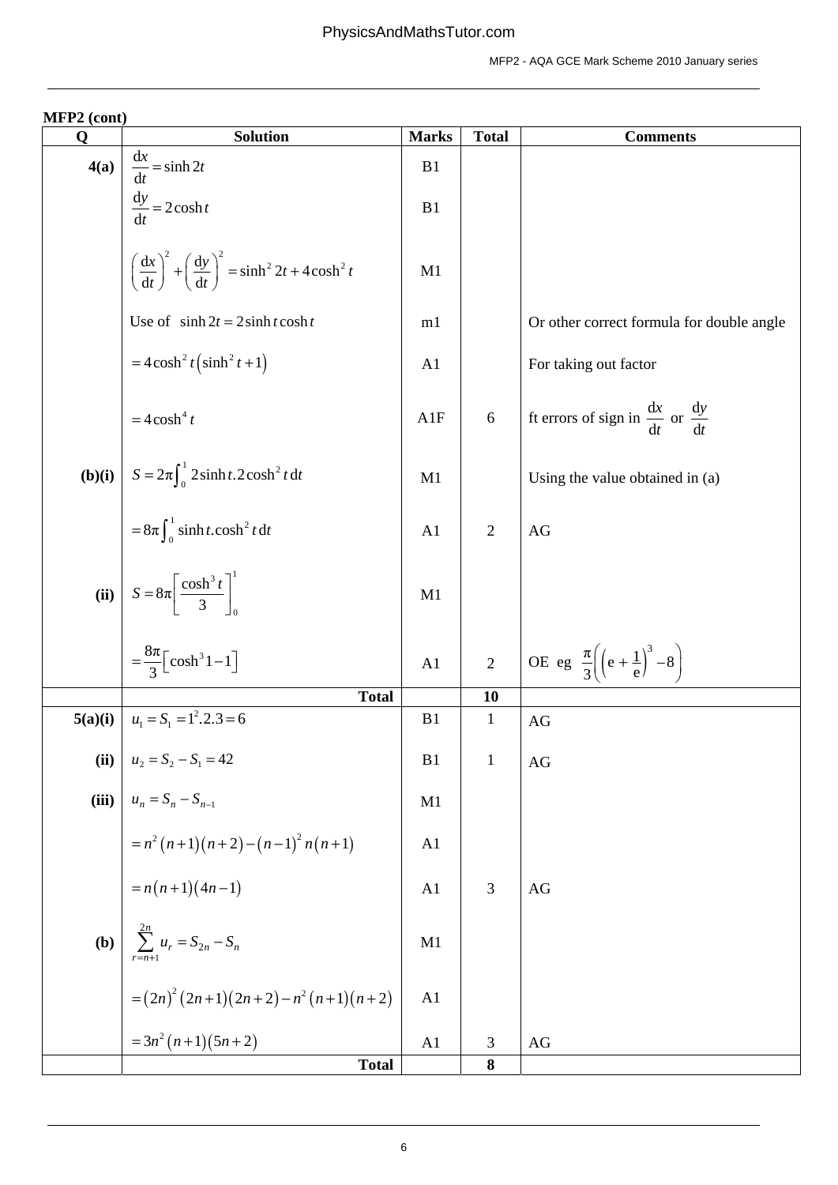**MFP2 (cont)**

| Q | Solution | Marks | Total | Comments |
|---|---|---|---|---|
| 4(a) | $\frac{\mathrm{d}x}{\mathrm{d}t} = \sinh 2t$ | B1 | | |
| | $\frac{\mathrm{d}y}{\mathrm{d}t} = 2\cosh t$ | B1 | | |
| | $\left(\frac{\mathrm{d}x}{\mathrm{d}t}\right)^2 + \left(\frac{\mathrm{d}y}{\mathrm{d}t}\right)^2 = \sinh^2 2t + 4\cosh^2 t$ | M1 | | |
| | Use of $\sinh 2t = 2\sinh t \cosh t$ | m1 | | Or other correct formula for double angle |
| | $= 4\cosh^2 t\left(\sinh^2 t + 1\right)$ | A1 | | For taking out factor |
| | $= 4\cosh^4 t$ | A1F | 6 | ft errors of sign in $\frac{\mathrm{d}x}{\mathrm{d}t}$ or $\frac{\mathrm{d}y}{\mathrm{d}t}$ |
| (b)(i) | $S = 2\pi\int_0^1 2\sinh t . 2\cosh^2 t \,\mathrm{d}t$ | M1 | | Using the value obtained in (a) |
| | $= 8\pi\int_0^1 \sinh t . \cosh^2 t \,\mathrm{d}t$ | A1 | 2 | AG |
| (ii) | $S = 8\pi\left[\frac{\cosh^3 t}{3}\right]_0^1$ | M1 | | |
| | $= \frac{8\pi}{3}\left[\cosh^3 1 - 1\right]$ | A1 | 2 | OE eg $\frac{\pi}{3}\left(\left(\mathrm{e} + \frac{1}{\mathrm{e}}\right)^3 - 8\right)$ |
| | **Total** | | **10** | |
| 5(a)(i) | $u_1 = S_1 = 1^2.2.3 = 6$ | B1 | 1 | AG |
| (ii) | $u_2 = S_2 - S_1 = 42$ | B1 | 1 | AG |
| (iii) | $u_n = S_n - S_{n-1}$ | M1 | | |
| | $= n^2(n+1)(n+2) - (n-1)^2 n(n+1)$ | A1 | | |
| | $= n(n+1)(4n-1)$ | A1 | 3 | AG |
| (b) | $\sum_{r=n+1}^{2n} u_r = S_{2n} - S_n$ | M1 | | |
| | $= (2n)^2(2n+1)(2n+2) - n^2(n+1)(n+2)$ | A1 | | |
| | $= 3n^2(n+1)(5n+2)$ | A1 | 3 | AG |
| | **Total** | | **8** | |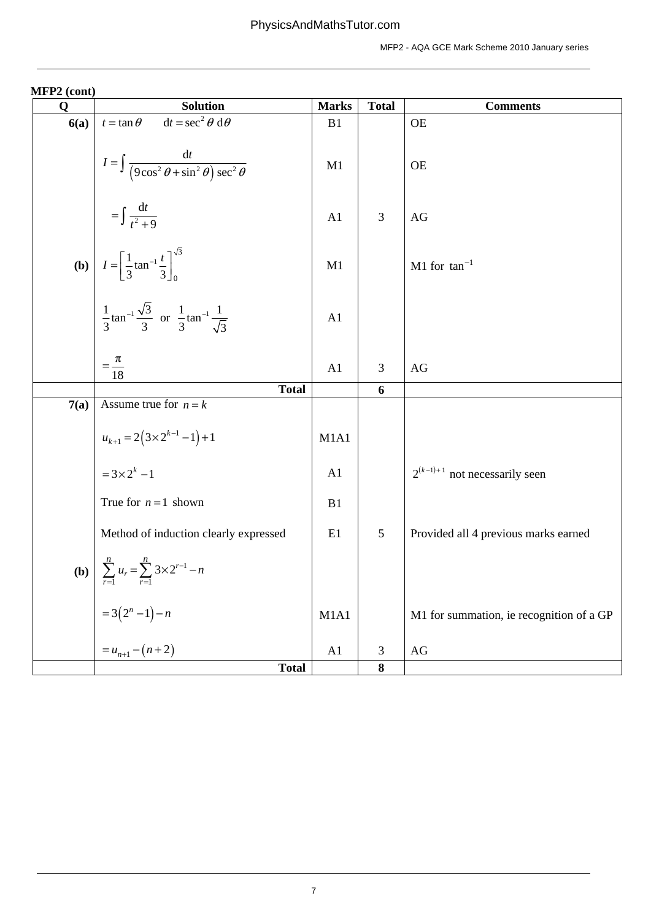**MFP2 (cont)**

| Q | Solution | Marks | Total | Comments |
|---|---|---|---|---|
| **6(a)** | $t = \tan\theta \qquad \mathrm{d}t = \sec^2\theta\,\mathrm{d}\theta$ | B1 | | OE |
| | $I = \int \frac{\mathrm{d}t}{\left(9\cos^2\theta + \sin^2\theta\right)\sec^2\theta}$ | M1 | | OE |
| | $= \int \frac{\mathrm{d}t}{t^2 + 9}$ | A1 | 3 | AG |
| **(b)** | $I = \left[\frac{1}{3}\tan^{-1}\frac{t}{3}\right]_0^{\sqrt{3}}$ | M1 | | M1 for $\tan^{-1}$ |
| | $\frac{1}{3}\tan^{-1}\frac{\sqrt{3}}{3}$ or $\frac{1}{3}\tan^{-1}\frac{1}{\sqrt{3}}$ | A1 | | |
| | $= \frac{\pi}{18}$ | A1 | 3 | AG |
| | **Total** | | **6** | |
| **7(a)** | Assume true for $n = k$ | | | |
| | $u_{k+1} = 2\left(3\times 2^{k-1} - 1\right) + 1$ | M1A1 | | |
| | $= 3\times 2^k - 1$ | A1 | | $2^{(k-1)+1}$ not necessarily seen |
| | True for $n = 1$ shown | B1 | | |
| | Method of induction clearly expressed | E1 | 5 | Provided all 4 previous marks earned |
| **(b)** | $\sum_{r=1}^{n} u_r = \sum_{r=1}^{n} 3\times 2^{r-1} - n$ | | | |
| | $= 3\left(2^n - 1\right) - n$ | M1A1 | | M1 for summation, ie recognition of a GP |
| | $= u_{n+1} - (n+2)$ | A1 | 3 | AG |
| | **Total** | | **8** | |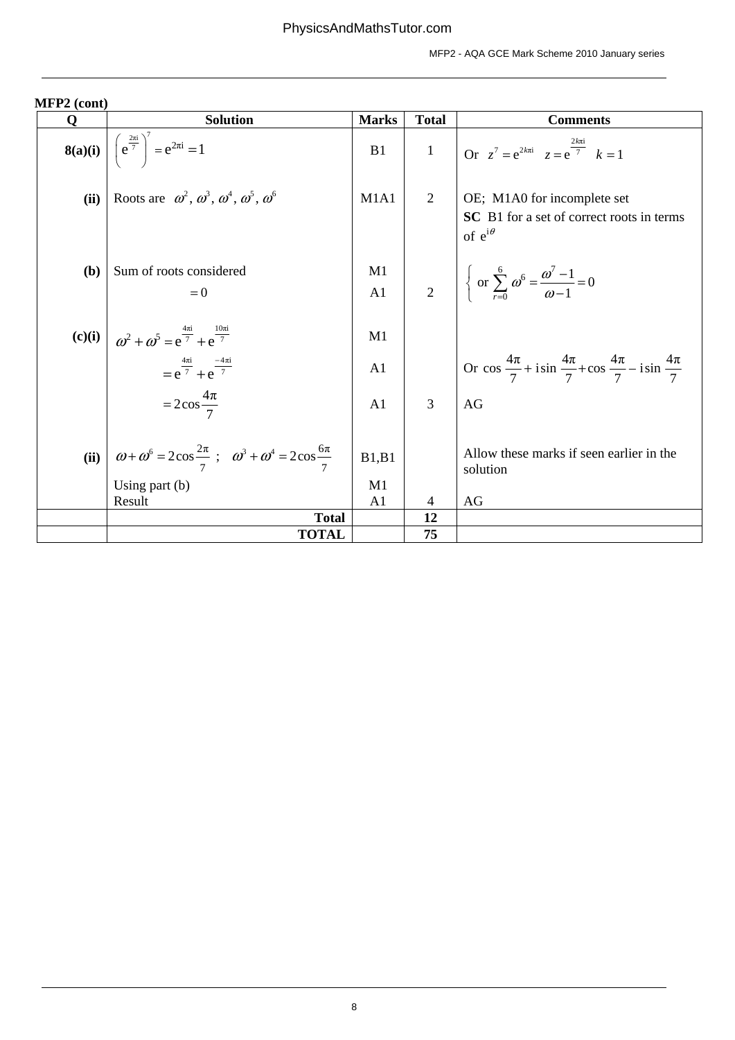**MFP2 (cont)**

| Q | Solution | Marks | Total | Comments |
|---|---|---|---|---|
| **8(a)(i)** | $\left(e^{\frac{2\pi i}{7}}\right)^7 = e^{2\pi i} = 1$ | B1 | 1 | Or $z^7 = e^{2k\pi i}$ $z = e^{\frac{2k\pi i}{7}}$ $k = 1$ |
| **(ii)** | Roots are $\omega^2, \omega^3, \omega^4, \omega^5, \omega^6$ | M1A1 | 2 | OE; M1A0 for incomplete set<br>**SC** B1 for a set of correct roots in terms of $e^{i\theta}$ |
| **(b)** | Sum of roots considered | M1 | | $\left\{ \text{or } \sum_{r=0}^{6} \omega^6 = \frac{\omega^7 - 1}{\omega - 1} = 0 \right.$ |
| | $= 0$ | A1 | 2 | |
| **(c)(i)** | $\omega^2 + \omega^5 = e^{\frac{4\pi i}{7}} + e^{\frac{10\pi i}{7}}$ | M1 | | |
| | $= e^{\frac{4\pi i}{7}} + e^{\frac{-4\pi i}{7}}$ | A1 | | Or $\cos\frac{4\pi}{7} + i\sin\frac{4\pi}{7} + \cos\frac{4\pi}{7} - i\sin\frac{4\pi}{7}$ |
| | $= 2\cos\frac{4\pi}{7}$ | A1 | 3 | AG |
| **(ii)** | $\omega + \omega^6 = 2\cos\frac{2\pi}{7}$ ; $\omega^3 + \omega^4 = 2\cos\frac{6\pi}{7}$ | B1,B1 | | Allow these marks if seen earlier in the solution |
| | Using part (b) | M1 | | |
| | Result | A1 | 4 | AG |
| | **Total** | | **12** | |
| | **TOTAL** | | **75** | |